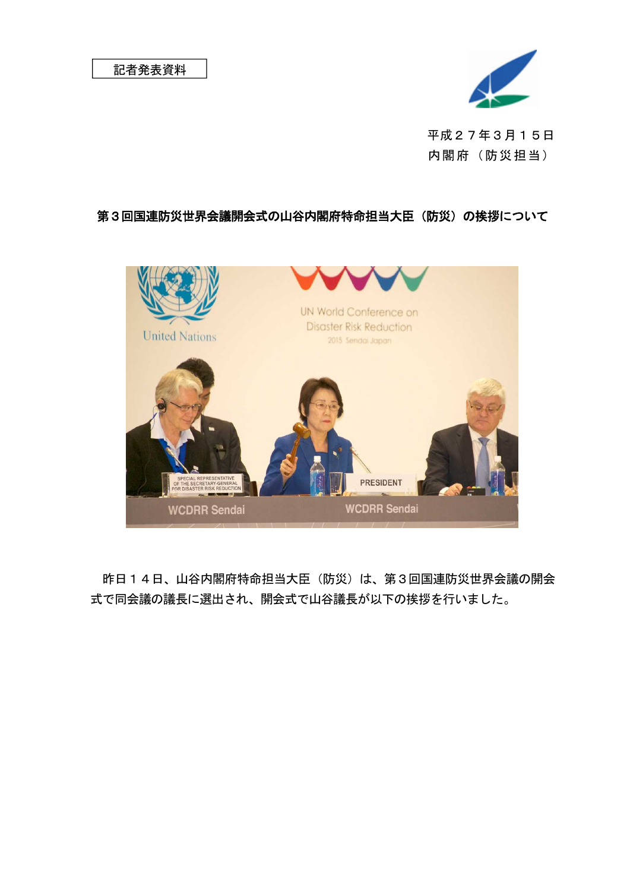記者発表資料

平成２７年３月１５日
内閣府（防災担当）

## 第３回国連防災世界会議開会式の山谷内閣府特命担当大臣（防災）の挨拶について

昨日１４日、山谷内閣府特命担当大臣（防災）は、第３回国連防災世界会議の開会式で同会議の議長に選出され、開会式で山谷議長が以下の挨拶を行いました。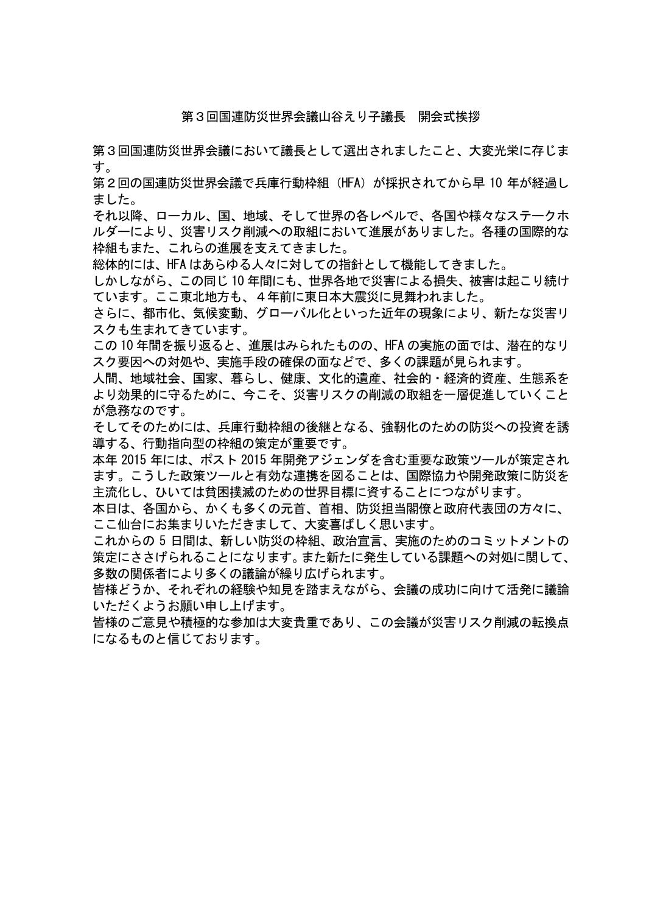# 第３回国連防災世界会議山谷えり子議長　開会式挨拶

第３回国連防災世界会議において議長として選出されましたこと、大変光栄に存じます。

第２回の国連防災世界会議で兵庫行動枠組（HFA）が採択されてから早 10 年が経過しました。

それ以降、ローカル、国、地域、そして世界の各レベルで、各国や様々なステークホルダーにより、災害リスク削減への取組において進展がありました。各種の国際的な枠組もまた、これらの進展を支えてきました。

総体的には、HFA はあらゆる人々に対しての指針として機能してきました。

しかしながら、この同じ 10 年間にも、世界各地で災害による損失、被害は起こり続けています。ここ東北地方も、４年前に東日本大震災に見舞われました。

さらに、都市化、気候変動、グローバル化といった近年の現象により、新たな災害リスクも生まれてきています。

この 10 年間を振り返ると、進展はみられたものの、HFA の実施の面では、潜在的なリスク要因への対処や、実施手段の確保の面などで、多くの課題が見られます。

人間、地域社会、国家、暮らし、健康、文化的遺産、社会的・経済的資産、生態系をより効果的に守るために、今こそ、災害リスクの削減の取組を一層促進していくことが急務なのです。

そしてそのためには、兵庫行動枠組の後継となる、強靭化のための防災への投資を誘導する、行動指向型の枠組の策定が重要です。

本年 2015 年には、ポスト 2015 年開発アジェンダを含む重要な政策ツールが策定されます。こうした政策ツールと有効な連携を図ることは、国際協力や開発政策に防災を主流化し、ひいては貧困撲滅のための世界目標に資することにつながります。

本日は、各国から、かくも多くの元首、首相、防災担当閣僚と政府代表団の方々に、ここ仙台にお集まりいただきまして、大変喜ばしく思います。

これからの 5 日間は、新しい防災の枠組、政治宣言、実施のためのコミットメントの策定にささげられることになります。また新たに発生している課題への対処に関して、多数の関係者により多くの議論が繰り広げられます。

皆様どうか、それぞれの経験や知見を踏まえながら、会議の成功に向けて活発に議論いただくようお願い申し上げます。

皆様のご意見や積極的な参加は大変貴重であり、この会議が災害リスク削減の転換点になるものと信じております。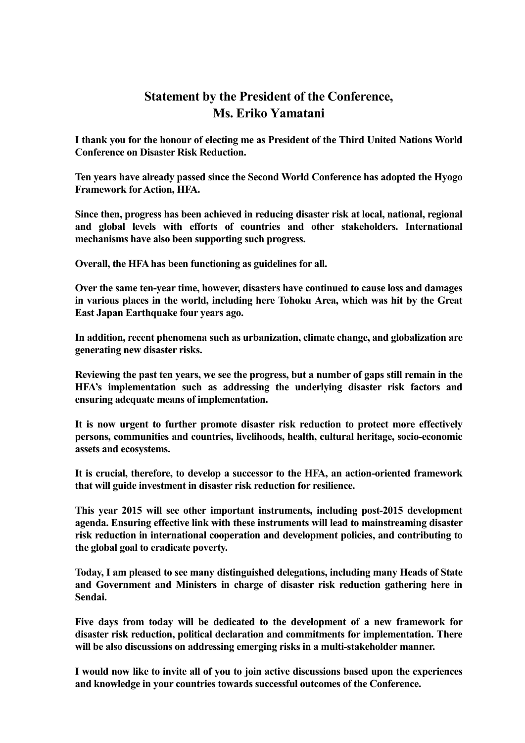# Statement by the President of the Conference, Ms. Eriko Yamatani

**I thank you for the honour of electing me as President of the Third United Nations World Conference on Disaster Risk Reduction.**

**Ten years have already passed since the Second World Conference has adopted the Hyogo Framework for Action, HFA.**

**Since then, progress has been achieved in reducing disaster risk at local, national, regional and global levels with efforts of countries and other stakeholders. International mechanisms have also been supporting such progress.**

**Overall, the HFA has been functioning as guidelines for all.**

**Over the same ten-year time, however, disasters have continued to cause loss and damages in various places in the world, including here Tohoku Area, which was hit by the Great East Japan Earthquake four years ago.**

**In addition, recent phenomena such as urbanization, climate change, and globalization are generating new disaster risks.**

**Reviewing the past ten years, we see the progress, but a number of gaps still remain in the HFA's implementation such as addressing the underlying disaster risk factors and ensuring adequate means of implementation.**

**It is now urgent to further promote disaster risk reduction to protect more effectively persons, communities and countries, livelihoods, health, cultural heritage, socio-economic assets and ecosystems.**

**It is crucial, therefore, to develop a successor to the HFA, an action-oriented framework that will guide investment in disaster risk reduction for resilience.**

**This year 2015 will see other important instruments, including post-2015 development agenda. Ensuring effective link with these instruments will lead to mainstreaming disaster risk reduction in international cooperation and development policies, and contributing to the global goal to eradicate poverty.**

**Today, I am pleased to see many distinguished delegations, including many Heads of State and Government and Ministers in charge of disaster risk reduction gathering here in Sendai.**

**Five days from today will be dedicated to the development of a new framework for disaster risk reduction, political declaration and commitments for implementation. There will be also discussions on addressing emerging risks in a multi-stakeholder manner.**

**I would now like to invite all of you to join active discussions based upon the experiences and knowledge in your countries towards successful outcomes of the Conference.**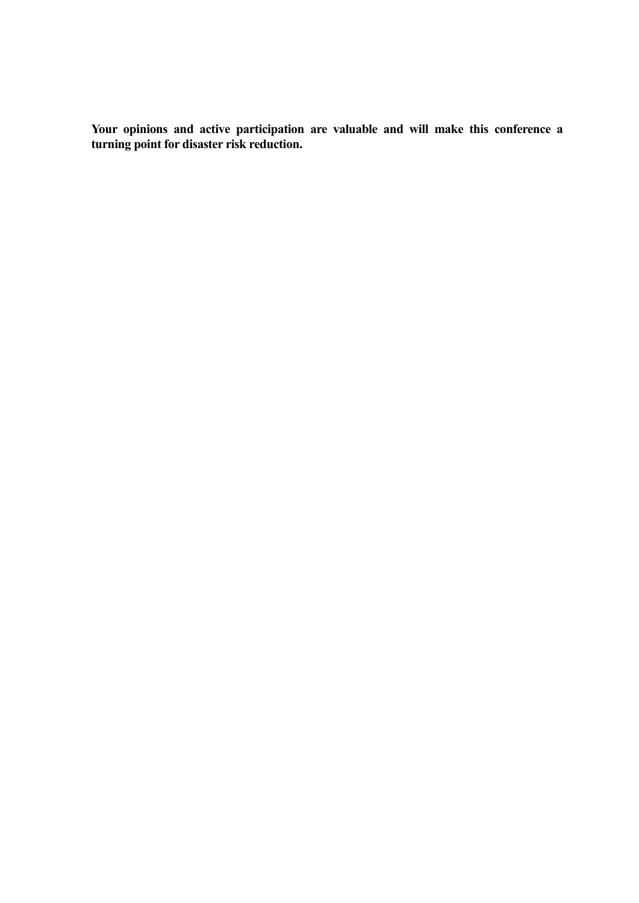**Your opinions and active participation are valuable and will make this conference a turning point for disaster risk reduction.**